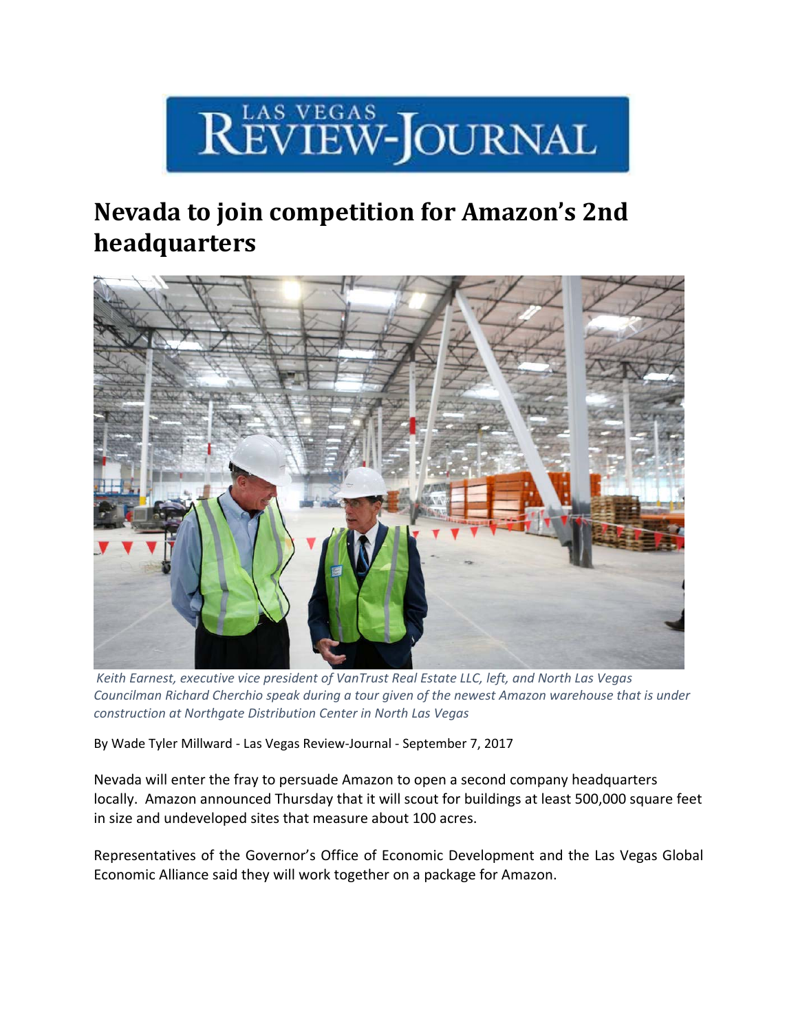# LAS VEGAS REVIEW-JOURNAL

## Nevada to join competition for Amazon's 2nd headquarters

*Keith Earnest, executive vice president of VanTrust Real Estate LLC, left, and North Las Vegas Councilman Richard Cherchio speak during a tour given of the newest Amazon warehouse that is under construction at Northgate Distribution Center in North Las Vegas*

By Wade Tyler Millward - Las Vegas Review-Journal - September 7, 2017

Nevada will enter the fray to persuade Amazon to open a second company headquarters locally. Amazon announced Thursday that it will scout for buildings at least 500,000 square feet in size and undeveloped sites that measure about 100 acres.

Representatives of the Governor's Office of Economic Development and the Las Vegas Global Economic Alliance said they will work together on a package for Amazon.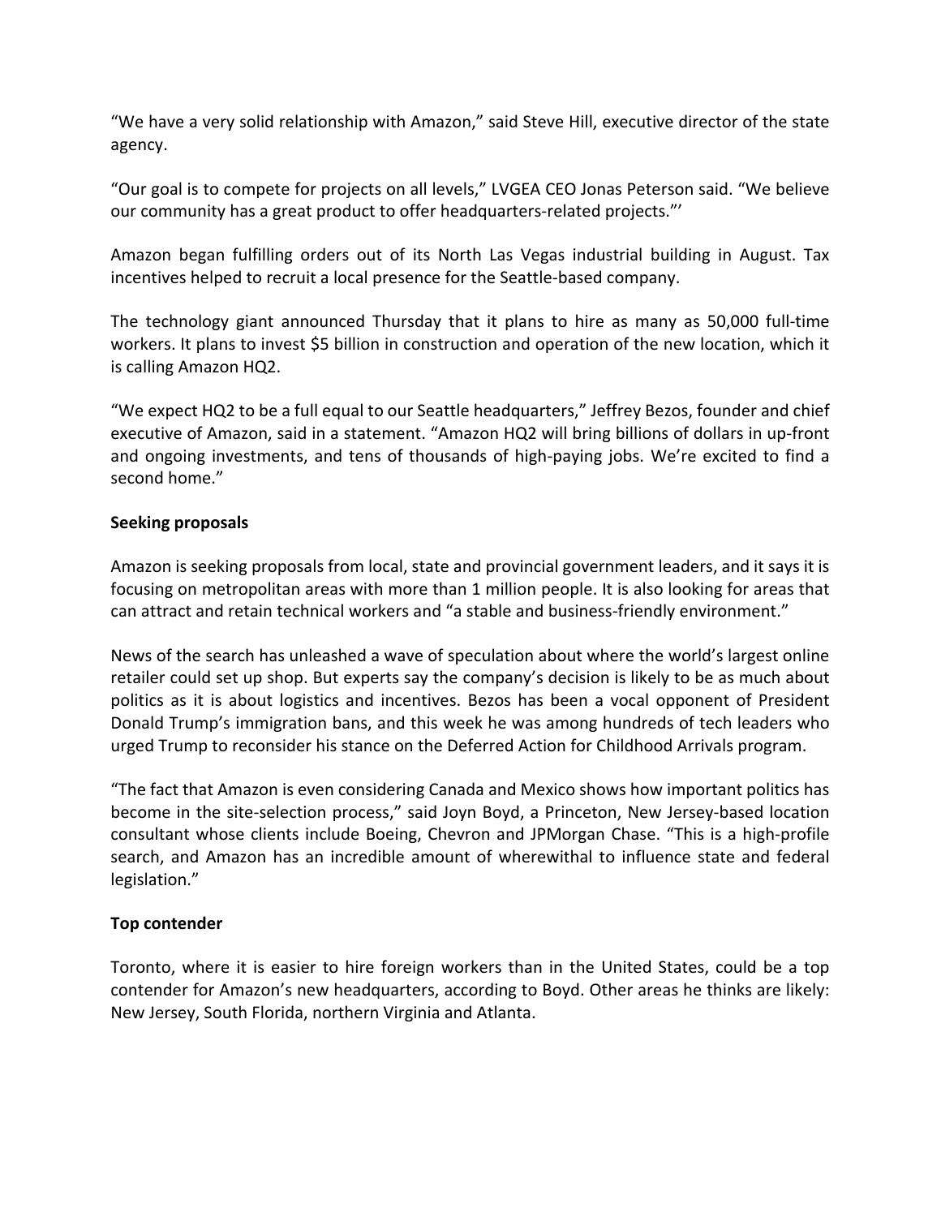"We have a very solid relationship with Amazon," said Steve Hill, executive director of the state agency.

"Our goal is to compete for projects on all levels," LVGEA CEO Jonas Peterson said. "We believe our community has a great product to offer headquarters-related projects."'

Amazon began fulfilling orders out of its North Las Vegas industrial building in August. Tax incentives helped to recruit a local presence for the Seattle-based company.

The technology giant announced Thursday that it plans to hire as many as 50,000 full-time workers. It plans to invest $5 billion in construction and operation of the new location, which it is calling Amazon HQ2.

"We expect HQ2 to be a full equal to our Seattle headquarters," Jeffrey Bezos, founder and chief executive of Amazon, said in a statement. "Amazon HQ2 will bring billions of dollars in up-front and ongoing investments, and tens of thousands of high-paying jobs. We're excited to find a second home."

**Seeking proposals**

Amazon is seeking proposals from local, state and provincial government leaders, and it says it is focusing on metropolitan areas with more than 1 million people. It is also looking for areas that can attract and retain technical workers and "a stable and business-friendly environment."

News of the search has unleashed a wave of speculation about where the world's largest online retailer could set up shop. But experts say the company's decision is likely to be as much about politics as it is about logistics and incentives. Bezos has been a vocal opponent of President Donald Trump's immigration bans, and this week he was among hundreds of tech leaders who urged Trump to reconsider his stance on the Deferred Action for Childhood Arrivals program.

"The fact that Amazon is even considering Canada and Mexico shows how important politics has become in the site-selection process," said Joyn Boyd, a Princeton, New Jersey-based location consultant whose clients include Boeing, Chevron and JPMorgan Chase. "This is a high-profile search, and Amazon has an incredible amount of wherewithal to influence state and federal legislation."

**Top contender**

Toronto, where it is easier to hire foreign workers than in the United States, could be a top contender for Amazon's new headquarters, according to Boyd. Other areas he thinks are likely: New Jersey, South Florida, northern Virginia and Atlanta.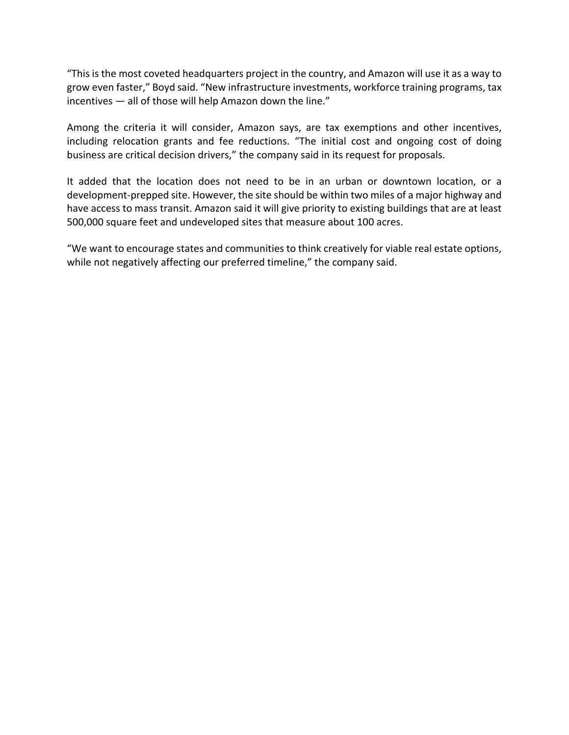“This is the most coveted headquarters project in the country, and Amazon will use it as a way to grow even faster,” Boyd said. “New infrastructure investments, workforce training programs, tax incentives — all of those will help Amazon down the line.”

Among the criteria it will consider, Amazon says, are tax exemptions and other incentives, including relocation grants and fee reductions. “The initial cost and ongoing cost of doing business are critical decision drivers,” the company said in its request for proposals.

It added that the location does not need to be in an urban or downtown location, or a development-prepped site. However, the site should be within two miles of a major highway and have access to mass transit. Amazon said it will give priority to existing buildings that are at least 500,000 square feet and undeveloped sites that measure about 100 acres.

“We want to encourage states and communities to think creatively for viable real estate options, while not negatively affecting our preferred timeline,” the company said.